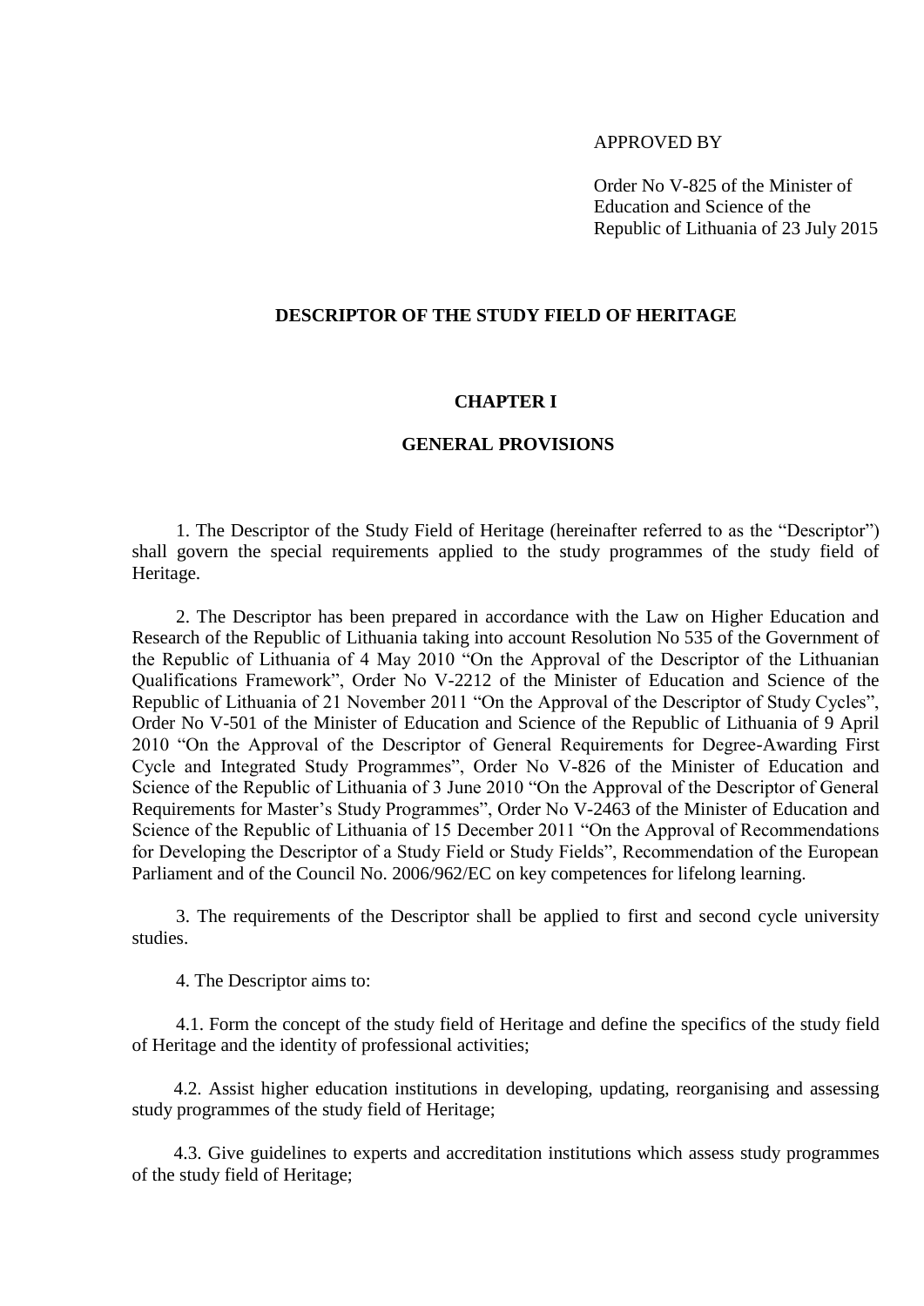APPROVED BY

Order No V-825 of the Minister of Education and Science of the Republic of Lithuania of 23 July 2015

# DESCRIPTOR OF THE STUDY FIELD OF HERITAGE

## CHAPTER I

## GENERAL PROVISIONS

1. The Descriptor of the Study Field of Heritage (hereinafter referred to as the "Descriptor") shall govern the special requirements applied to the study programmes of the study field of Heritage.

2. The Descriptor has been prepared in accordance with the Law on Higher Education and Research of the Republic of Lithuania taking into account Resolution No 535 of the Government of the Republic of Lithuania of 4 May 2010 "On the Approval of the Descriptor of the Lithuanian Qualifications Framework", Order No V-2212 of the Minister of Education and Science of the Republic of Lithuania of 21 November 2011 "On the Approval of the Descriptor of Study Cycles", Order No V-501 of the Minister of Education and Science of the Republic of Lithuania of 9 April 2010 "On the Approval of the Descriptor of General Requirements for Degree-Awarding First Cycle and Integrated Study Programmes", Order No V-826 of the Minister of Education and Science of the Republic of Lithuania of 3 June 2010 "On the Approval of the Descriptor of General Requirements for Master's Study Programmes", Order No V-2463 of the Minister of Education and Science of the Republic of Lithuania of 15 December 2011 "On the Approval of Recommendations for Developing the Descriptor of a Study Field or Study Fields", Recommendation of the European Parliament and of the Council No. 2006/962/EC on key competences for lifelong learning.

3. The requirements of the Descriptor shall be applied to first and second cycle university studies.

4. The Descriptor aims to:

4.1. Form the concept of the study field of Heritage and define the specifics of the study field of Heritage and the identity of professional activities;

4.2. Assist higher education institutions in developing, updating, reorganising and assessing study programmes of the study field of Heritage;

4.3. Give guidelines to experts and accreditation institutions which assess study programmes of the study field of Heritage;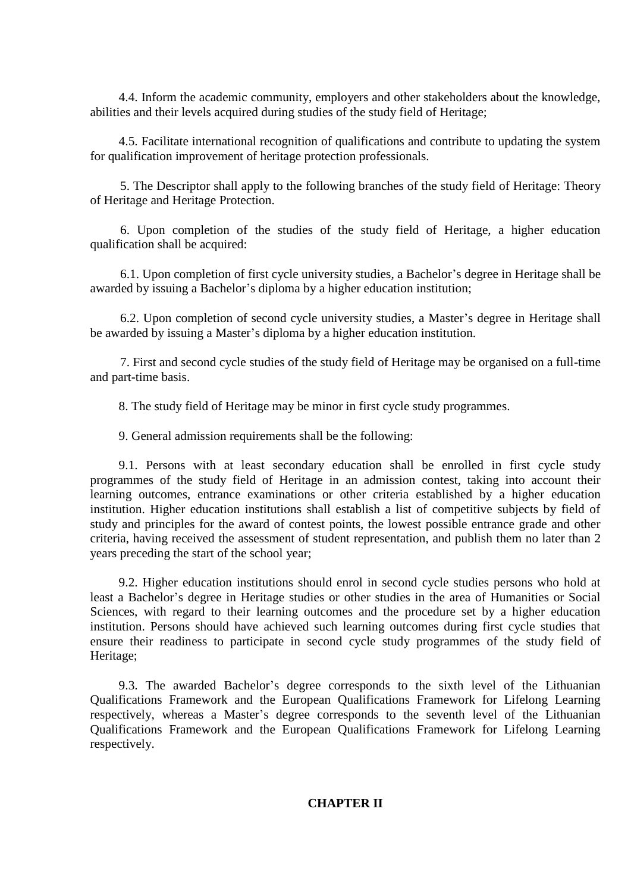4.4. Inform the academic community, employers and other stakeholders about the knowledge, abilities and their levels acquired during studies of the study field of Heritage;

4.5. Facilitate international recognition of qualifications and contribute to updating the system for qualification improvement of heritage protection professionals.

5. The Descriptor shall apply to the following branches of the study field of Heritage: Theory of Heritage and Heritage Protection.

6. Upon completion of the studies of the study field of Heritage, a higher education qualification shall be acquired:

6.1. Upon completion of first cycle university studies, a Bachelor's degree in Heritage shall be awarded by issuing a Bachelor's diploma by a higher education institution;

6.2. Upon completion of second cycle university studies, a Master's degree in Heritage shall be awarded by issuing a Master's diploma by a higher education institution.

7. First and second cycle studies of the study field of Heritage may be organised on a full-time and part-time basis.

8. The study field of Heritage may be minor in first cycle study programmes.

9. General admission requirements shall be the following:

9.1. Persons with at least secondary education shall be enrolled in first cycle study programmes of the study field of Heritage in an admission contest, taking into account their learning outcomes, entrance examinations or other criteria established by a higher education institution. Higher education institutions shall establish a list of competitive subjects by field of study and principles for the award of contest points, the lowest possible entrance grade and other criteria, having received the assessment of student representation, and publish them no later than 2 years preceding the start of the school year;

9.2. Higher education institutions should enrol in second cycle studies persons who hold at least a Bachelor's degree in Heritage studies or other studies in the area of Humanities or Social Sciences, with regard to their learning outcomes and the procedure set by a higher education institution. Persons should have achieved such learning outcomes during first cycle studies that ensure their readiness to participate in second cycle study programmes of the study field of Heritage;

9.3. The awarded Bachelor's degree corresponds to the sixth level of the Lithuanian Qualifications Framework and the European Qualifications Framework for Lifelong Learning respectively, whereas a Master's degree corresponds to the seventh level of the Lithuanian Qualifications Framework and the European Qualifications Framework for Lifelong Learning respectively.

## CHAPTER II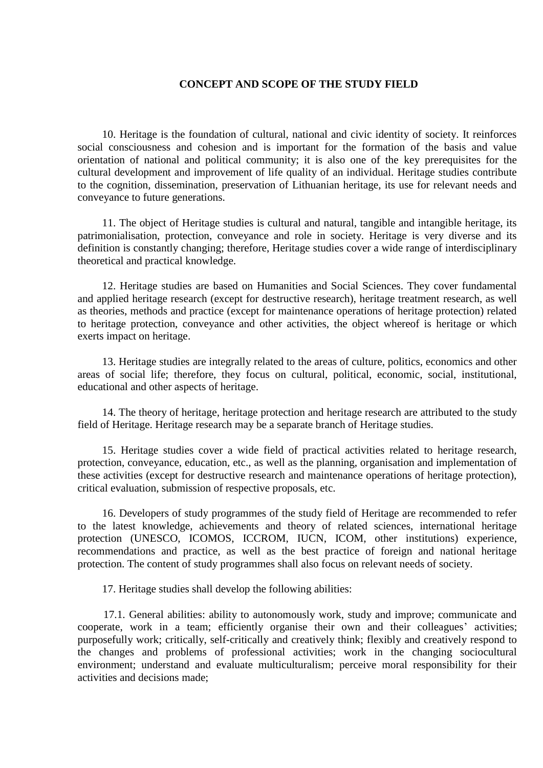## CONCEPT AND SCOPE OF THE STUDY FIELD

10. Heritage is the foundation of cultural, national and civic identity of society. It reinforces social consciousness and cohesion and is important for the formation of the basis and value orientation of national and political community; it is also one of the key prerequisites for the cultural development and improvement of life quality of an individual. Heritage studies contribute to the cognition, dissemination, preservation of Lithuanian heritage, its use for relevant needs and conveyance to future generations.

11. The object of Heritage studies is cultural and natural, tangible and intangible heritage, its patrimonialisation, protection, conveyance and role in society. Heritage is very diverse and its definition is constantly changing; therefore, Heritage studies cover a wide range of interdisciplinary theoretical and practical knowledge.

12. Heritage studies are based on Humanities and Social Sciences. They cover fundamental and applied heritage research (except for destructive research), heritage treatment research, as well as theories, methods and practice (except for maintenance operations of heritage protection) related to heritage protection, conveyance and other activities, the object whereof is heritage or which exerts impact on heritage.

13. Heritage studies are integrally related to the areas of culture, politics, economics and other areas of social life; therefore, they focus on cultural, political, economic, social, institutional, educational and other aspects of heritage.

14. The theory of heritage, heritage protection and heritage research are attributed to the study field of Heritage. Heritage research may be a separate branch of Heritage studies.

15. Heritage studies cover a wide field of practical activities related to heritage research, protection, conveyance, education, etc., as well as the planning, organisation and implementation of these activities (except for destructive research and maintenance operations of heritage protection), critical evaluation, submission of respective proposals, etc.

16. Developers of study programmes of the study field of Heritage are recommended to refer to the latest knowledge, achievements and theory of related sciences, international heritage protection (UNESCO, ICOMOS, ICCROM, IUCN, ICOM, other institutions) experience, recommendations and practice, as well as the best practice of foreign and national heritage protection. The content of study programmes shall also focus on relevant needs of society.

17. Heritage studies shall develop the following abilities:

17.1. General abilities: ability to autonomously work, study and improve; communicate and cooperate, work in a team; efficiently organise their own and their colleagues' activities; purposefully work; critically, self-critically and creatively think; flexibly and creatively respond to the changes and problems of professional activities; work in the changing sociocultural environment; understand and evaluate multiculturalism; perceive moral responsibility for their activities and decisions made;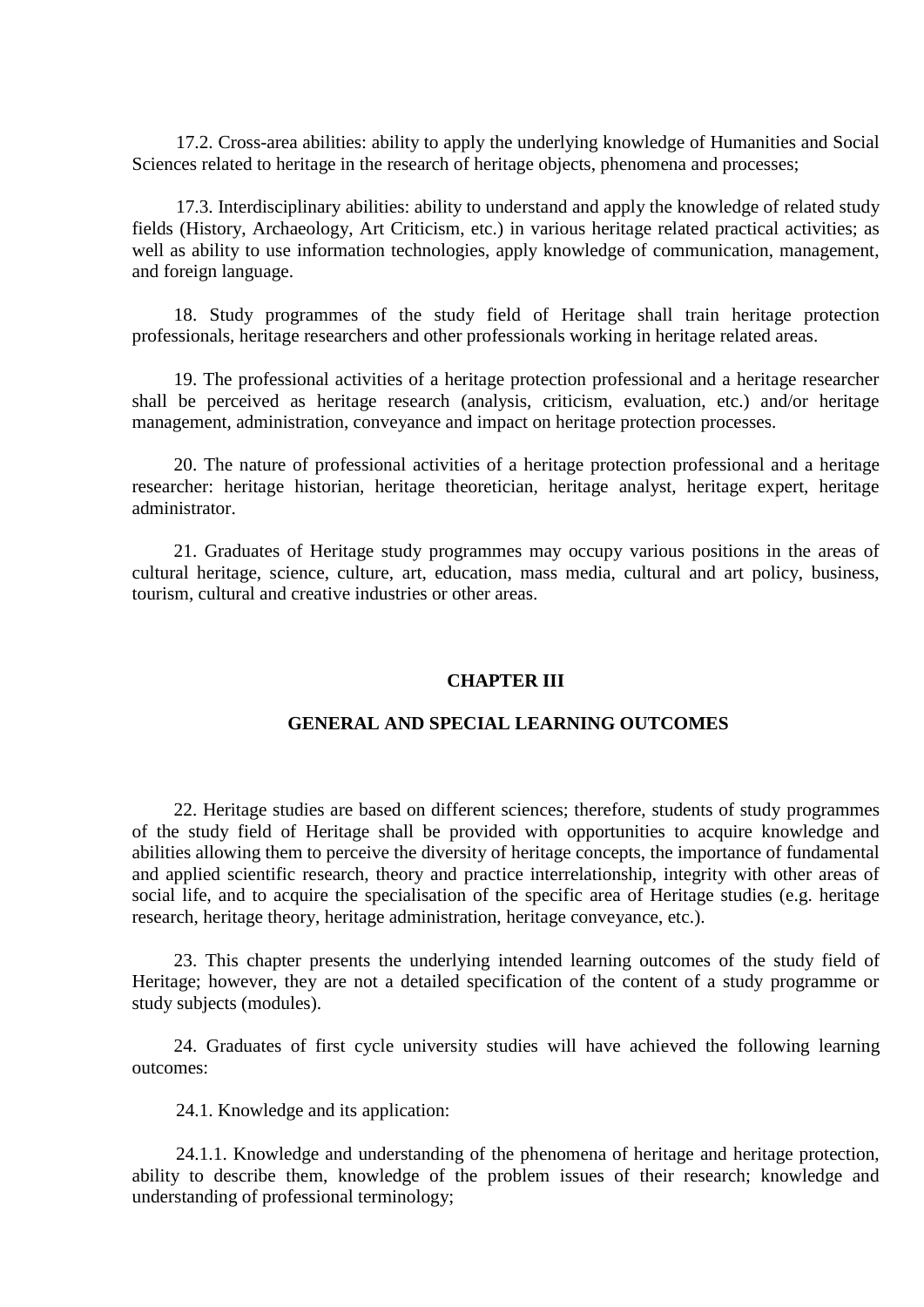17.2. Cross-area abilities: ability to apply the underlying knowledge of Humanities and Social Sciences related to heritage in the research of heritage objects, phenomena and processes;

17.3. Interdisciplinary abilities: ability to understand and apply the knowledge of related study fields (History, Archaeology, Art Criticism, etc.) in various heritage related practical activities; as well as ability to use information technologies, apply knowledge of communication, management, and foreign language.

18. Study programmes of the study field of Heritage shall train heritage protection professionals, heritage researchers and other professionals working in heritage related areas.

19. The professional activities of a heritage protection professional and a heritage researcher shall be perceived as heritage research (analysis, criticism, evaluation, etc.) and/or heritage management, administration, conveyance and impact on heritage protection processes.

20. The nature of professional activities of a heritage protection professional and a heritage researcher: heritage historian, heritage theoretician, heritage analyst, heritage expert, heritage administrator.

21. Graduates of Heritage study programmes may occupy various positions in the areas of cultural heritage, science, culture, art, education, mass media, cultural and art policy, business, tourism, cultural and creative industries or other areas.

## CHAPTER III

## GENERAL AND SPECIAL LEARNING OUTCOMES

22. Heritage studies are based on different sciences; therefore, students of study programmes of the study field of Heritage shall be provided with opportunities to acquire knowledge and abilities allowing them to perceive the diversity of heritage concepts, the importance of fundamental and applied scientific research, theory and practice interrelationship, integrity with other areas of social life, and to acquire the specialisation of the specific area of Heritage studies (e.g. heritage research, heritage theory, heritage administration, heritage conveyance, etc.).

23. This chapter presents the underlying intended learning outcomes of the study field of Heritage; however, they are not a detailed specification of the content of a study programme or study subjects (modules).

24. Graduates of first cycle university studies will have achieved the following learning outcomes:

24.1. Knowledge and its application:

24.1.1. Knowledge and understanding of the phenomena of heritage and heritage protection, ability to describe them, knowledge of the problem issues of their research; knowledge and understanding of professional terminology;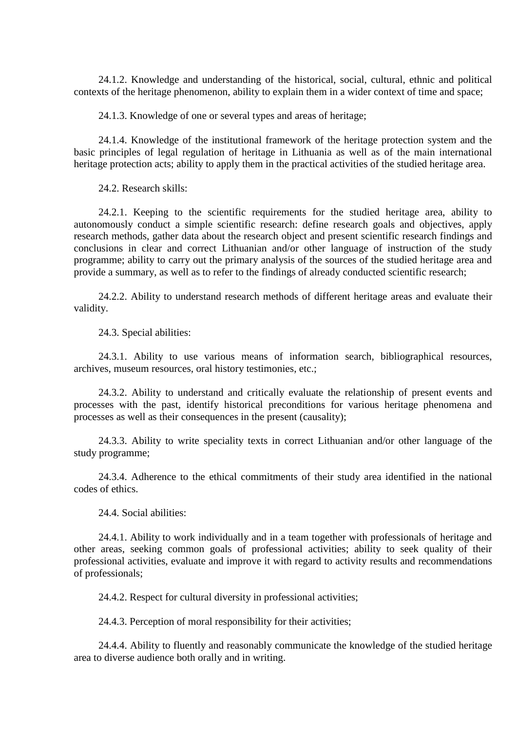24.1.2. Knowledge and understanding of the historical, social, cultural, ethnic and political contexts of the heritage phenomenon, ability to explain them in a wider context of time and space;

24.1.3. Knowledge of one or several types and areas of heritage;

24.1.4. Knowledge of the institutional framework of the heritage protection system and the basic principles of legal regulation of heritage in Lithuania as well as of the main international heritage protection acts; ability to apply them in the practical activities of the studied heritage area.

24.2. Research skills:

24.2.1. Keeping to the scientific requirements for the studied heritage area, ability to autonomously conduct a simple scientific research: define research goals and objectives, apply research methods, gather data about the research object and present scientific research findings and conclusions in clear and correct Lithuanian and/or other language of instruction of the study programme; ability to carry out the primary analysis of the sources of the studied heritage area and provide a summary, as well as to refer to the findings of already conducted scientific research;

24.2.2. Ability to understand research methods of different heritage areas and evaluate their validity.

24.3. Special abilities:

24.3.1. Ability to use various means of information search, bibliographical resources, archives, museum resources, oral history testimonies, etc.;

24.3.2. Ability to understand and critically evaluate the relationship of present events and processes with the past, identify historical preconditions for various heritage phenomena and processes as well as their consequences in the present (causality);

24.3.3. Ability to write speciality texts in correct Lithuanian and/or other language of the study programme;

24.3.4. Adherence to the ethical commitments of their study area identified in the national codes of ethics.

24.4. Social abilities:

24.4.1. Ability to work individually and in a team together with professionals of heritage and other areas, seeking common goals of professional activities; ability to seek quality of their professional activities, evaluate and improve it with regard to activity results and recommendations of professionals;

24.4.2. Respect for cultural diversity in professional activities;

24.4.3. Perception of moral responsibility for their activities;

24.4.4. Ability to fluently and reasonably communicate the knowledge of the studied heritage area to diverse audience both orally and in writing.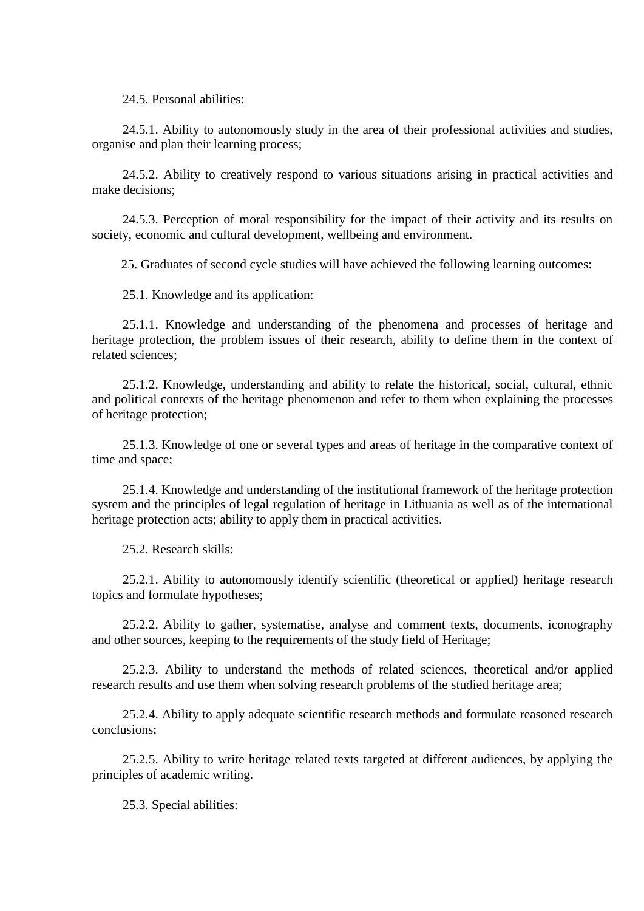24.5. Personal abilities:

24.5.1. Ability to autonomously study in the area of their professional activities and studies, organise and plan their learning process;

24.5.2. Ability to creatively respond to various situations arising in practical activities and make decisions;

24.5.3. Perception of moral responsibility for the impact of their activity and its results on society, economic and cultural development, wellbeing and environment.

25. Graduates of second cycle studies will have achieved the following learning outcomes:

25.1. Knowledge and its application:

25.1.1. Knowledge and understanding of the phenomena and processes of heritage and heritage protection, the problem issues of their research, ability to define them in the context of related sciences;

25.1.2. Knowledge, understanding and ability to relate the historical, social, cultural, ethnic and political contexts of the heritage phenomenon and refer to them when explaining the processes of heritage protection;

25.1.3. Knowledge of one or several types and areas of heritage in the comparative context of time and space;

25.1.4. Knowledge and understanding of the institutional framework of the heritage protection system and the principles of legal regulation of heritage in Lithuania as well as of the international heritage protection acts; ability to apply them in practical activities.

25.2. Research skills:

25.2.1. Ability to autonomously identify scientific (theoretical or applied) heritage research topics and formulate hypotheses;

25.2.2. Ability to gather, systematise, analyse and comment texts, documents, iconography and other sources, keeping to the requirements of the study field of Heritage;

25.2.3. Ability to understand the methods of related sciences, theoretical and/or applied research results and use them when solving research problems of the studied heritage area;

25.2.4. Ability to apply adequate scientific research methods and formulate reasoned research conclusions;

25.2.5. Ability to write heritage related texts targeted at different audiences, by applying the principles of academic writing.

25.3. Special abilities: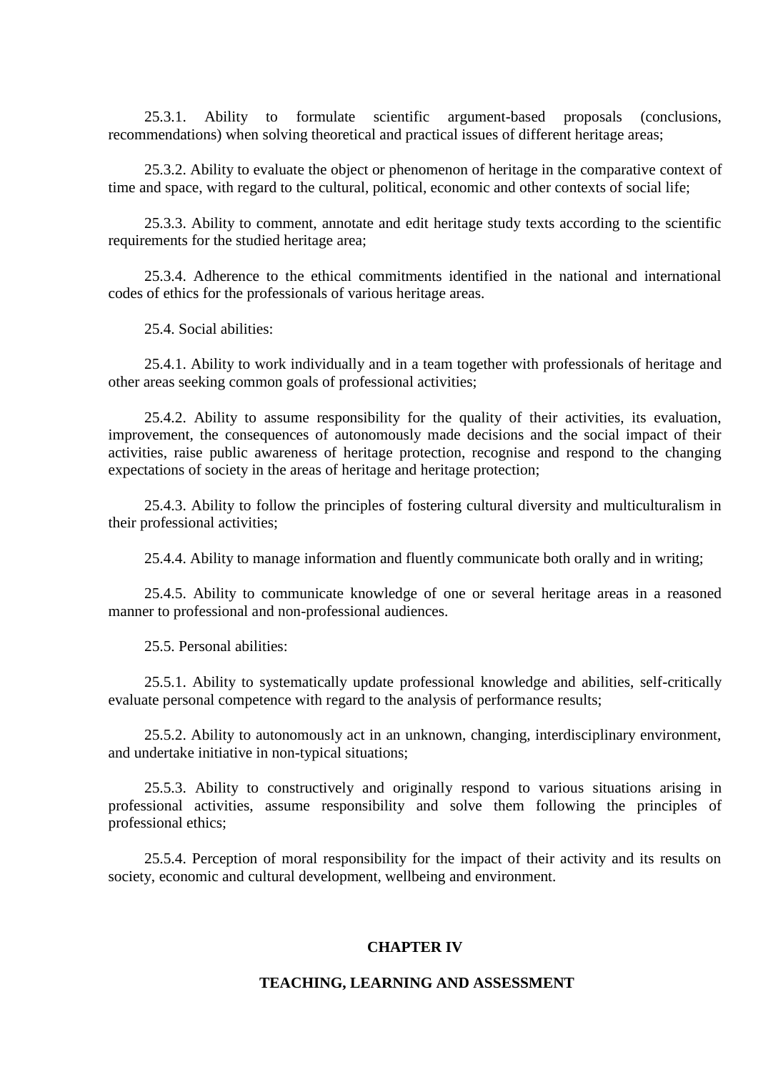25.3.1. Ability to formulate scientific argument-based proposals (conclusions, recommendations) when solving theoretical and practical issues of different heritage areas;

25.3.2. Ability to evaluate the object or phenomenon of heritage in the comparative context of time and space, with regard to the cultural, political, economic and other contexts of social life;

25.3.3. Ability to comment, annotate and edit heritage study texts according to the scientific requirements for the studied heritage area;

25.3.4. Adherence to the ethical commitments identified in the national and international codes of ethics for the professionals of various heritage areas.

25.4. Social abilities:

25.4.1. Ability to work individually and in a team together with professionals of heritage and other areas seeking common goals of professional activities;

25.4.2. Ability to assume responsibility for the quality of their activities, its evaluation, improvement, the consequences of autonomously made decisions and the social impact of their activities, raise public awareness of heritage protection, recognise and respond to the changing expectations of society in the areas of heritage and heritage protection;

25.4.3. Ability to follow the principles of fostering cultural diversity and multiculturalism in their professional activities;

25.4.4. Ability to manage information and fluently communicate both orally and in writing;

25.4.5. Ability to communicate knowledge of one or several heritage areas in a reasoned manner to professional and non-professional audiences.

25.5. Personal abilities:

25.5.1. Ability to systematically update professional knowledge and abilities, self-critically evaluate personal competence with regard to the analysis of performance results;

25.5.2. Ability to autonomously act in an unknown, changing, interdisciplinary environment, and undertake initiative in non-typical situations;

25.5.3. Ability to constructively and originally respond to various situations arising in professional activities, assume responsibility and solve them following the principles of professional ethics;

25.5.4. Perception of moral responsibility for the impact of their activity and its results on society, economic and cultural development, wellbeing and environment.

## CHAPTER IV

## TEACHING, LEARNING AND ASSESSMENT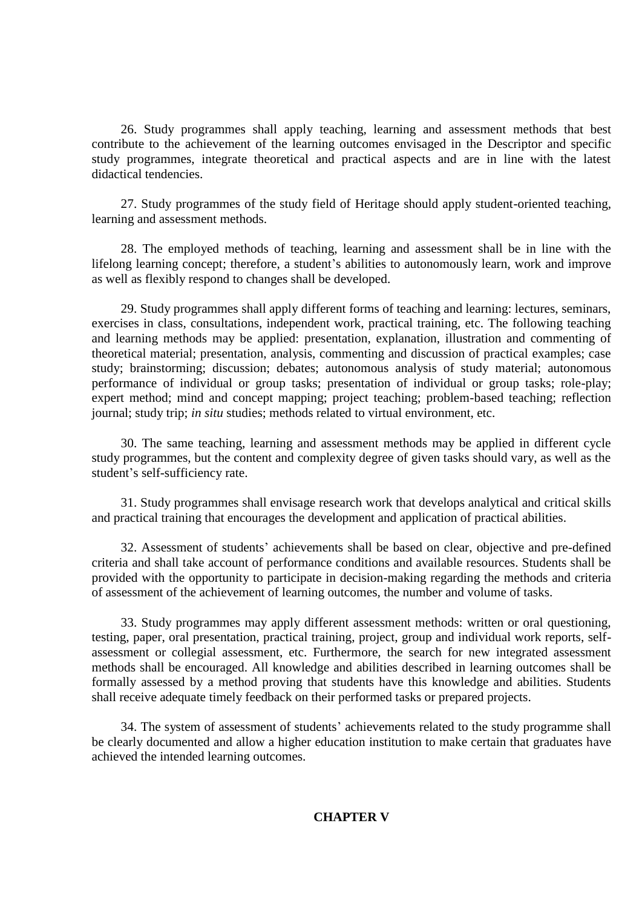26. Study programmes shall apply teaching, learning and assessment methods that best contribute to the achievement of the learning outcomes envisaged in the Descriptor and specific study programmes, integrate theoretical and practical aspects and are in line with the latest didactical tendencies.

27. Study programmes of the study field of Heritage should apply student-oriented teaching, learning and assessment methods.

28. The employed methods of teaching, learning and assessment shall be in line with the lifelong learning concept; therefore, a student's abilities to autonomously learn, work and improve as well as flexibly respond to changes shall be developed.

29. Study programmes shall apply different forms of teaching and learning: lectures, seminars, exercises in class, consultations, independent work, practical training, etc. The following teaching and learning methods may be applied: presentation, explanation, illustration and commenting of theoretical material; presentation, analysis, commenting and discussion of practical examples; case study; brainstorming; discussion; debates; autonomous analysis of study material; autonomous performance of individual or group tasks; presentation of individual or group tasks; role-play; expert method; mind and concept mapping; project teaching; problem-based teaching; reflection journal; study trip; *in situ* studies; methods related to virtual environment, etc.

30. The same teaching, learning and assessment methods may be applied in different cycle study programmes, but the content and complexity degree of given tasks should vary, as well as the student's self-sufficiency rate.

31. Study programmes shall envisage research work that develops analytical and critical skills and practical training that encourages the development and application of practical abilities.

32. Assessment of students' achievements shall be based on clear, objective and pre-defined criteria and shall take account of performance conditions and available resources. Students shall be provided with the opportunity to participate in decision-making regarding the methods and criteria of assessment of the achievement of learning outcomes, the number and volume of tasks.

33. Study programmes may apply different assessment methods: written or oral questioning, testing, paper, oral presentation, practical training, project, group and individual work reports, self-assessment or collegial assessment, etc. Furthermore, the search for new integrated assessment methods shall be encouraged. All knowledge and abilities described in learning outcomes shall be formally assessed by a method proving that students have this knowledge and abilities. Students shall receive adequate timely feedback on their performed tasks or prepared projects.

34. The system of assessment of students' achievements related to the study programme shall be clearly documented and allow a higher education institution to make certain that graduates have achieved the intended learning outcomes.

## CHAPTER V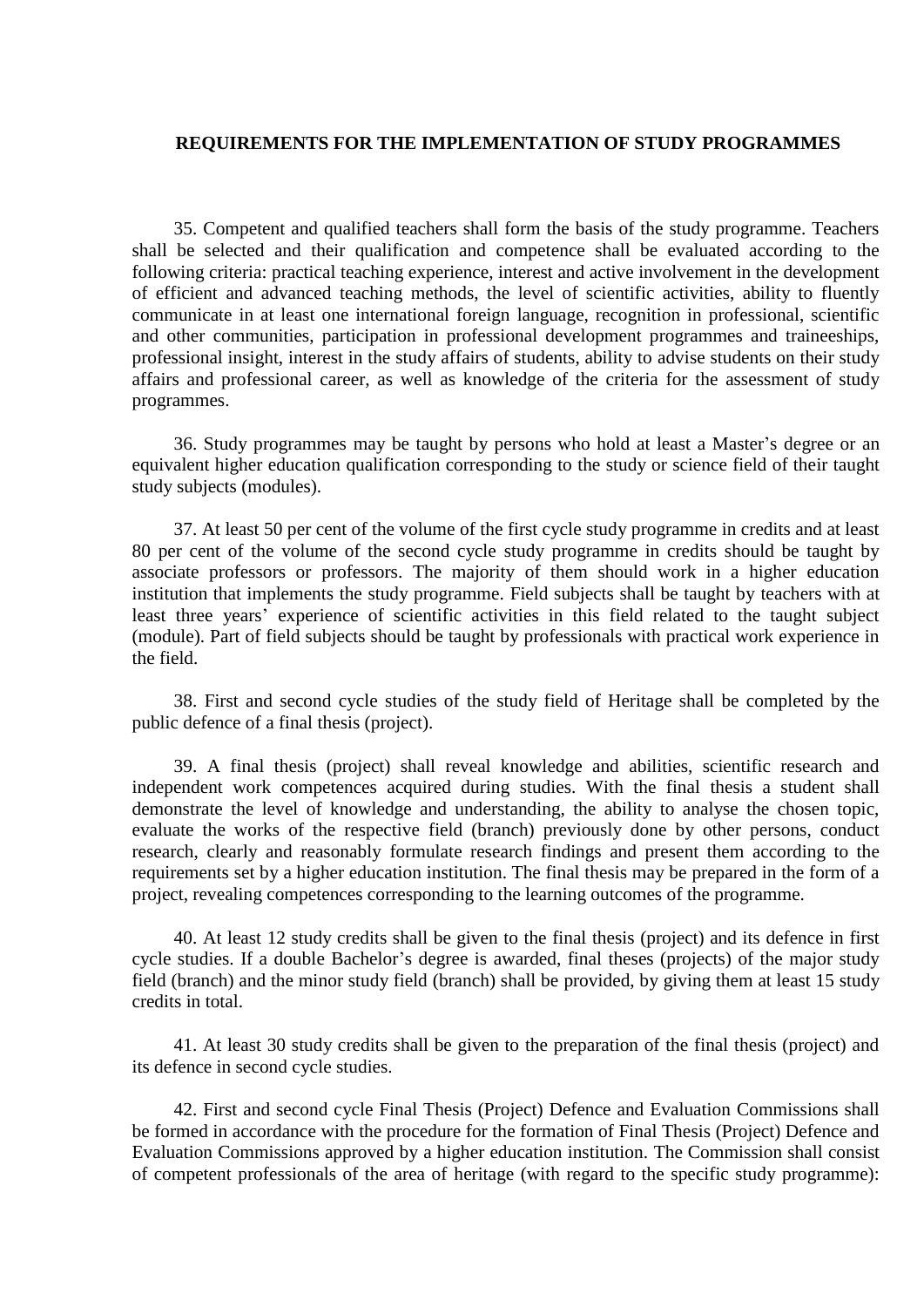## REQUIREMENTS FOR THE IMPLEMENTATION OF STUDY PROGRAMMES

35. Competent and qualified teachers shall form the basis of the study programme. Teachers shall be selected and their qualification and competence shall be evaluated according to the following criteria: practical teaching experience, interest and active involvement in the development of efficient and advanced teaching methods, the level of scientific activities, ability to fluently communicate in at least one international foreign language, recognition in professional, scientific and other communities, participation in professional development programmes and traineeships, professional insight, interest in the study affairs of students, ability to advise students on their study affairs and professional career, as well as knowledge of the criteria for the assessment of study programmes.

36. Study programmes may be taught by persons who hold at least a Master's degree or an equivalent higher education qualification corresponding to the study or science field of their taught study subjects (modules).

37. At least 50 per cent of the volume of the first cycle study programme in credits and at least 80 per cent of the volume of the second cycle study programme in credits should be taught by associate professors or professors. The majority of them should work in a higher education institution that implements the study programme. Field subjects shall be taught by teachers with at least three years' experience of scientific activities in this field related to the taught subject (module). Part of field subjects should be taught by professionals with practical work experience in the field.

38. First and second cycle studies of the study field of Heritage shall be completed by the public defence of a final thesis (project).

39. A final thesis (project) shall reveal knowledge and abilities, scientific research and independent work competences acquired during studies. With the final thesis a student shall demonstrate the level of knowledge and understanding, the ability to analyse the chosen topic, evaluate the works of the respective field (branch) previously done by other persons, conduct research, clearly and reasonably formulate research findings and present them according to the requirements set by a higher education institution. The final thesis may be prepared in the form of a project, revealing competences corresponding to the learning outcomes of the programme.

40. At least 12 study credits shall be given to the final thesis (project) and its defence in first cycle studies. If a double Bachelor's degree is awarded, final theses (projects) of the major study field (branch) and the minor study field (branch) shall be provided, by giving them at least 15 study credits in total.

41. At least 30 study credits shall be given to the preparation of the final thesis (project) and its defence in second cycle studies.

42. First and second cycle Final Thesis (Project) Defence and Evaluation Commissions shall be formed in accordance with the procedure for the formation of Final Thesis (Project) Defence and Evaluation Commissions approved by a higher education institution. The Commission shall consist of competent professionals of the area of heritage (with regard to the specific study programme):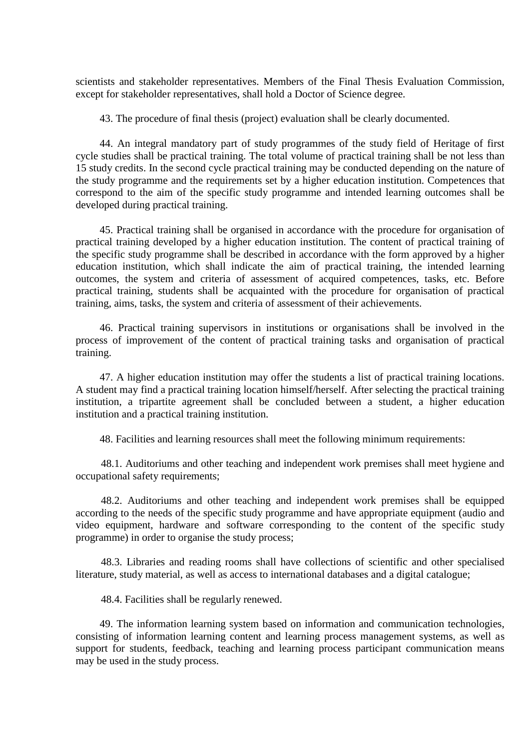scientists and stakeholder representatives. Members of the Final Thesis Evaluation Commission, except for stakeholder representatives, shall hold a Doctor of Science degree.

43. The procedure of final thesis (project) evaluation shall be clearly documented.

44. An integral mandatory part of study programmes of the study field of Heritage of first cycle studies shall be practical training. The total volume of practical training shall be not less than 15 study credits. In the second cycle practical training may be conducted depending on the nature of the study programme and the requirements set by a higher education institution. Competences that correspond to the aim of the specific study programme and intended learning outcomes shall be developed during practical training.

45. Practical training shall be organised in accordance with the procedure for organisation of practical training developed by a higher education institution. The content of practical training of the specific study programme shall be described in accordance with the form approved by a higher education institution, which shall indicate the aim of practical training, the intended learning outcomes, the system and criteria of assessment of acquired competences, tasks, etc. Before practical training, students shall be acquainted with the procedure for organisation of practical training, aims, tasks, the system and criteria of assessment of their achievements.

46. Practical training supervisors in institutions or organisations shall be involved in the process of improvement of the content of practical training tasks and organisation of practical training.

47. A higher education institution may offer the students a list of practical training locations. A student may find a practical training location himself/herself. After selecting the practical training institution, a tripartite agreement shall be concluded between a student, a higher education institution and a practical training institution.

48. Facilities and learning resources shall meet the following minimum requirements:

48.1. Auditoriums and other teaching and independent work premises shall meet hygiene and occupational safety requirements;

48.2. Auditoriums and other teaching and independent work premises shall be equipped according to the needs of the specific study programme and have appropriate equipment (audio and video equipment, hardware and software corresponding to the content of the specific study programme) in order to organise the study process;

48.3. Libraries and reading rooms shall have collections of scientific and other specialised literature, study material, as well as access to international databases and a digital catalogue;

48.4. Facilities shall be regularly renewed.

49. The information learning system based on information and communication technologies, consisting of information learning content and learning process management systems, as well as support for students, feedback, teaching and learning process participant communication means may be used in the study process.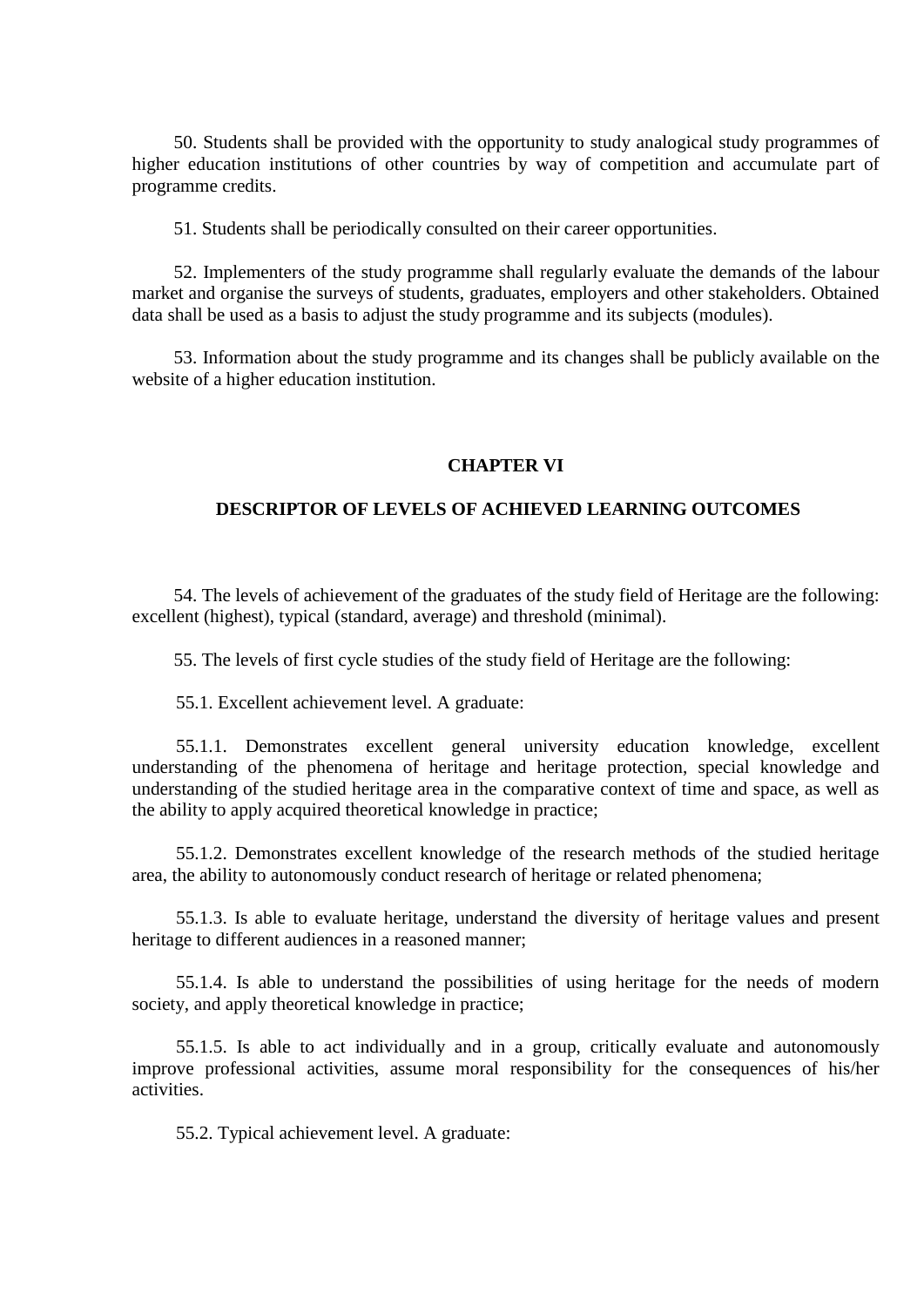50. Students shall be provided with the opportunity to study analogical study programmes of higher education institutions of other countries by way of competition and accumulate part of programme credits.

51. Students shall be periodically consulted on their career opportunities.

52. Implementers of the study programme shall regularly evaluate the demands of the labour market and organise the surveys of students, graduates, employers and other stakeholders. Obtained data shall be used as a basis to adjust the study programme and its subjects (modules).

53. Information about the study programme and its changes shall be publicly available on the website of a higher education institution.

## CHAPTER VI

## DESCRIPTOR OF LEVELS OF ACHIEVED LEARNING OUTCOMES

54. The levels of achievement of the graduates of the study field of Heritage are the following: excellent (highest), typical (standard, average) and threshold (minimal).

55. The levels of first cycle studies of the study field of Heritage are the following:

55.1. Excellent achievement level. A graduate:

55.1.1. Demonstrates excellent general university education knowledge, excellent understanding of the phenomena of heritage and heritage protection, special knowledge and understanding of the studied heritage area in the comparative context of time and space, as well as the ability to apply acquired theoretical knowledge in practice;

55.1.2. Demonstrates excellent knowledge of the research methods of the studied heritage area, the ability to autonomously conduct research of heritage or related phenomena;

55.1.3. Is able to evaluate heritage, understand the diversity of heritage values and present heritage to different audiences in a reasoned manner;

55.1.4. Is able to understand the possibilities of using heritage for the needs of modern society, and apply theoretical knowledge in practice;

55.1.5. Is able to act individually and in a group, critically evaluate and autonomously improve professional activities, assume moral responsibility for the consequences of his/her activities.

55.2. Typical achievement level. A graduate: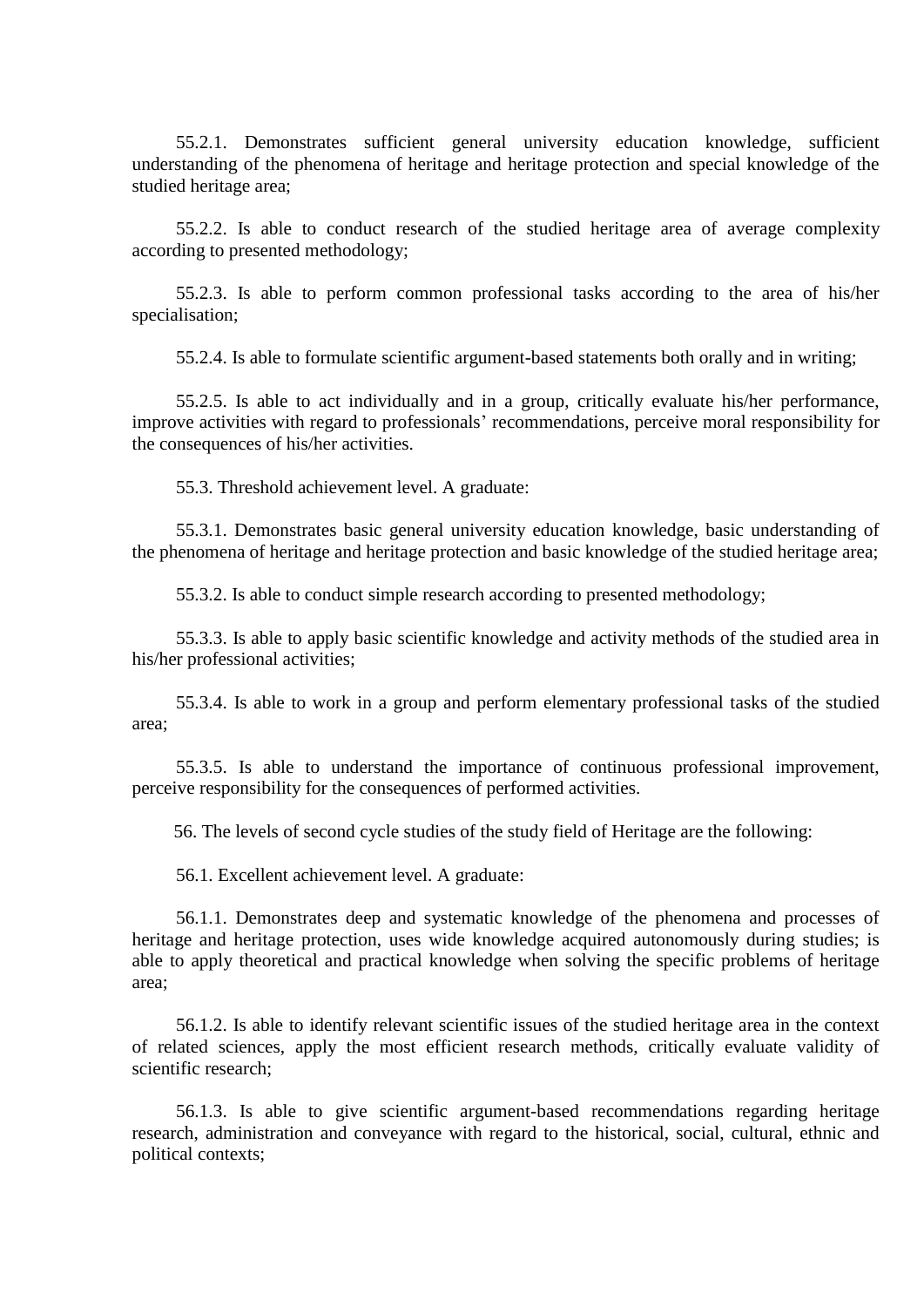55.2.1. Demonstrates sufficient general university education knowledge, sufficient understanding of the phenomena of heritage and heritage protection and special knowledge of the studied heritage area;

55.2.2. Is able to conduct research of the studied heritage area of average complexity according to presented methodology;

55.2.3. Is able to perform common professional tasks according to the area of his/her specialisation;

55.2.4. Is able to formulate scientific argument-based statements both orally and in writing;

55.2.5. Is able to act individually and in a group, critically evaluate his/her performance, improve activities with regard to professionals' recommendations, perceive moral responsibility for the consequences of his/her activities.

55.3. Threshold achievement level. A graduate:

55.3.1. Demonstrates basic general university education knowledge, basic understanding of the phenomena of heritage and heritage protection and basic knowledge of the studied heritage area;

55.3.2. Is able to conduct simple research according to presented methodology;

55.3.3. Is able to apply basic scientific knowledge and activity methods of the studied area in his/her professional activities;

55.3.4. Is able to work in a group and perform elementary professional tasks of the studied area;

55.3.5. Is able to understand the importance of continuous professional improvement, perceive responsibility for the consequences of performed activities.

56. The levels of second cycle studies of the study field of Heritage are the following:

56.1. Excellent achievement level. A graduate:

56.1.1. Demonstrates deep and systematic knowledge of the phenomena and processes of heritage and heritage protection, uses wide knowledge acquired autonomously during studies; is able to apply theoretical and practical knowledge when solving the specific problems of heritage area;

56.1.2. Is able to identify relevant scientific issues of the studied heritage area in the context of related sciences, apply the most efficient research methods, critically evaluate validity of scientific research;

56.1.3. Is able to give scientific argument-based recommendations regarding heritage research, administration and conveyance with regard to the historical, social, cultural, ethnic and political contexts;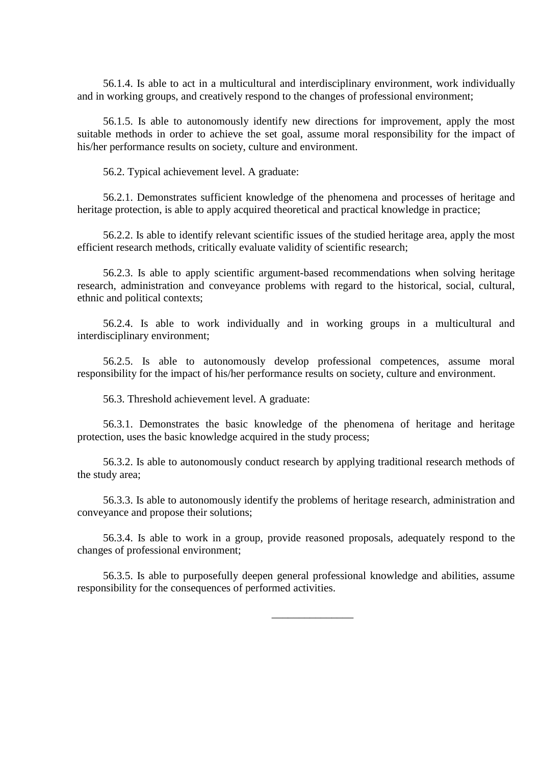56.1.4. Is able to act in a multicultural and interdisciplinary environment, work individually and in working groups, and creatively respond to the changes of professional environment;

56.1.5. Is able to autonomously identify new directions for improvement, apply the most suitable methods in order to achieve the set goal, assume moral responsibility for the impact of his/her performance results on society, culture and environment.

56.2. Typical achievement level. A graduate:

56.2.1. Demonstrates sufficient knowledge of the phenomena and processes of heritage and heritage protection, is able to apply acquired theoretical and practical knowledge in practice;

56.2.2. Is able to identify relevant scientific issues of the studied heritage area, apply the most efficient research methods, critically evaluate validity of scientific research;

56.2.3. Is able to apply scientific argument-based recommendations when solving heritage research, administration and conveyance problems with regard to the historical, social, cultural, ethnic and political contexts;

56.2.4. Is able to work individually and in working groups in a multicultural and interdisciplinary environment;

56.2.5. Is able to autonomously develop professional competences, assume moral responsibility for the impact of his/her performance results on society, culture and environment.

56.3. Threshold achievement level. A graduate:

56.3.1. Demonstrates the basic knowledge of the phenomena of heritage and heritage protection, uses the basic knowledge acquired in the study process;

56.3.2. Is able to autonomously conduct research by applying traditional research methods of the study area;

56.3.3. Is able to autonomously identify the problems of heritage research, administration and conveyance and propose their solutions;

56.3.4. Is able to work in a group, provide reasoned proposals, adequately respond to the changes of professional environment;

56.3.5. Is able to purposefully deepen general professional knowledge and abilities, assume responsibility for the consequences of performed activities.

_______________